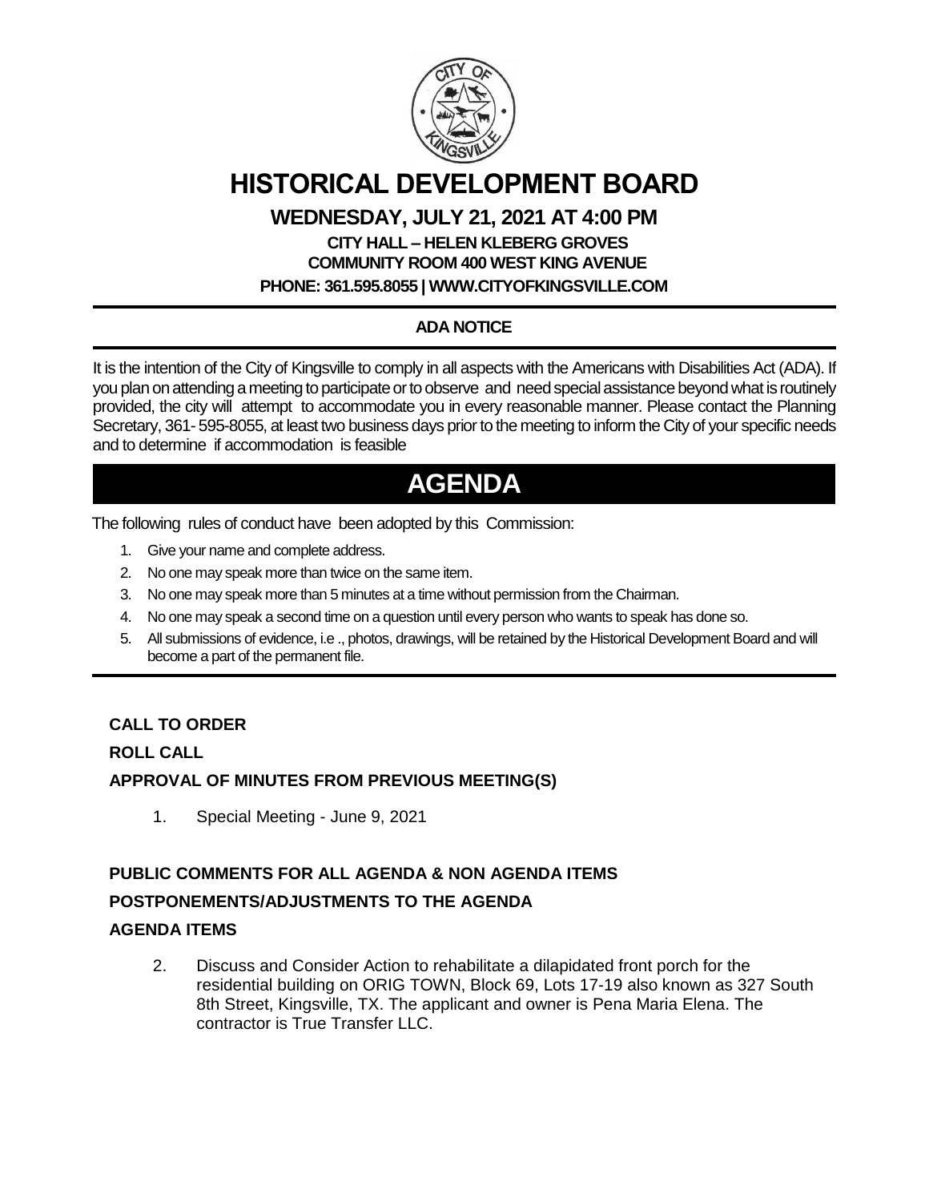# HISTORICAL DEVELOPMENT BOARD

## WEDNESDAY, JULY 21, 2021 AT 4:00 PM

**CITY HALL – HELEN KLEBERG GROVES**
**COMMUNITY ROOM 400 WEST KING AVENUE**
**PHONE: 361.595.8055 | WWW.CITYOFKINGSVILLE.COM**

### ADA NOTICE

It is the intention of the City of Kingsville to comply in all aspects with the Americans with Disabilities Act (ADA). If you plan on attending a meeting to participate or to observe and need special assistance beyond what is routinely provided, the city will attempt to accommodate you in every reasonable manner. Please contact the Planning Secretary, 361- 595-8055, at least two business days prior to the meeting to inform the City of your specific needs and to determine if accommodation is feasible

# AGENDA

The following rules of conduct have been adopted by this Commission:

1. Give your name and complete address.
2. No one may speak more than twice on the same item.
3. No one may speak more than 5 minutes at a time without permission from the Chairman.
4. No one may speak a second time on a question until every person who wants to speak has done so.
5. All submissions of evidence, i.e ., photos, drawings, will be retained by the Historical Development Board and will become a part of the permanent file.

**CALL TO ORDER**

**ROLL CALL**

**APPROVAL OF MINUTES FROM PREVIOUS MEETING(S)**

1. Special Meeting - June 9, 2021

**PUBLIC COMMENTS FOR ALL AGENDA & NON AGENDA ITEMS**

**POSTPONEMENTS/ADJUSTMENTS TO THE AGENDA**

**AGENDA ITEMS**

2. Discuss and Consider Action to rehabilitate a dilapidated front porch for the residential building on ORIG TOWN, Block 69, Lots 17-19 also known as 327 South 8th Street, Kingsville, TX. The applicant and owner is Pena Maria Elena. The contractor is True Transfer LLC.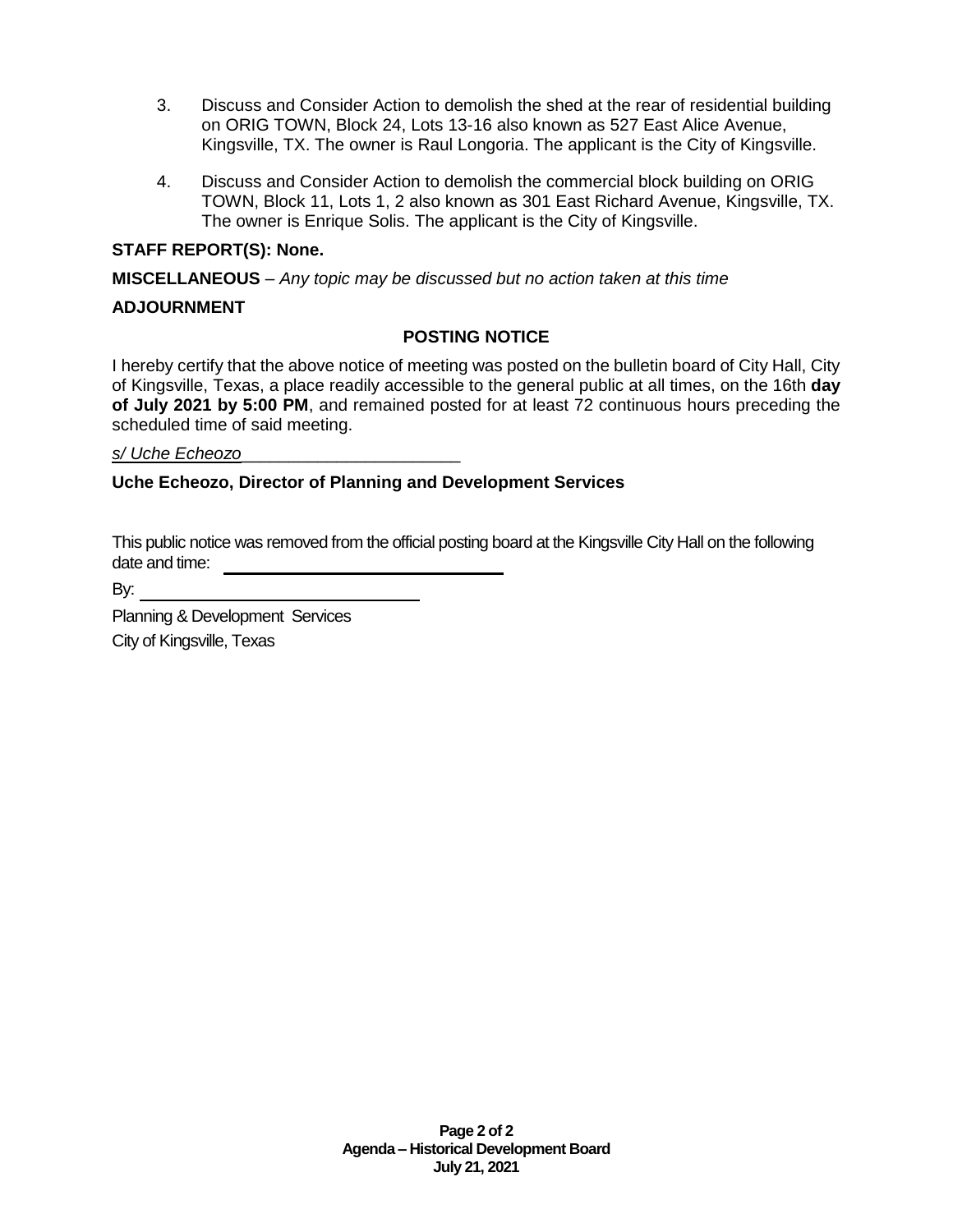3. Discuss and Consider Action to demolish the shed at the rear of residential building on ORIG TOWN, Block 24, Lots 13-16 also known as 527 East Alice Avenue, Kingsville, TX. The owner is Raul Longoria. The applicant is the City of Kingsville.

4. Discuss and Consider Action to demolish the commercial block building on ORIG TOWN, Block 11, Lots 1, 2 also known as 301 East Richard Avenue, Kingsville, TX. The owner is Enrique Solis. The applicant is the City of Kingsville.

**STAFF REPORT(S): None.**

**MISCELLANEOUS** – *Any topic may be discussed but no action taken at this time*

**ADJOURNMENT**

**POSTING NOTICE**

I hereby certify that the above notice of meeting was posted on the bulletin board of City Hall, City of Kingsville, Texas, a place readily accessible to the general public at all times, on the 16th **day of July 2021 by 5:00 PM**, and remained posted for at least 72 continuous hours preceding the scheduled time of said meeting.

*s/ Uche Echeozo*______________________

**Uche Echeozo, Director of Planning and Development Services**

This public notice was removed from the official posting board at the Kingsville City Hall on the following date and time: ______________________________

By: ______________________________

Planning & Development Services

City of Kingsville, Texas